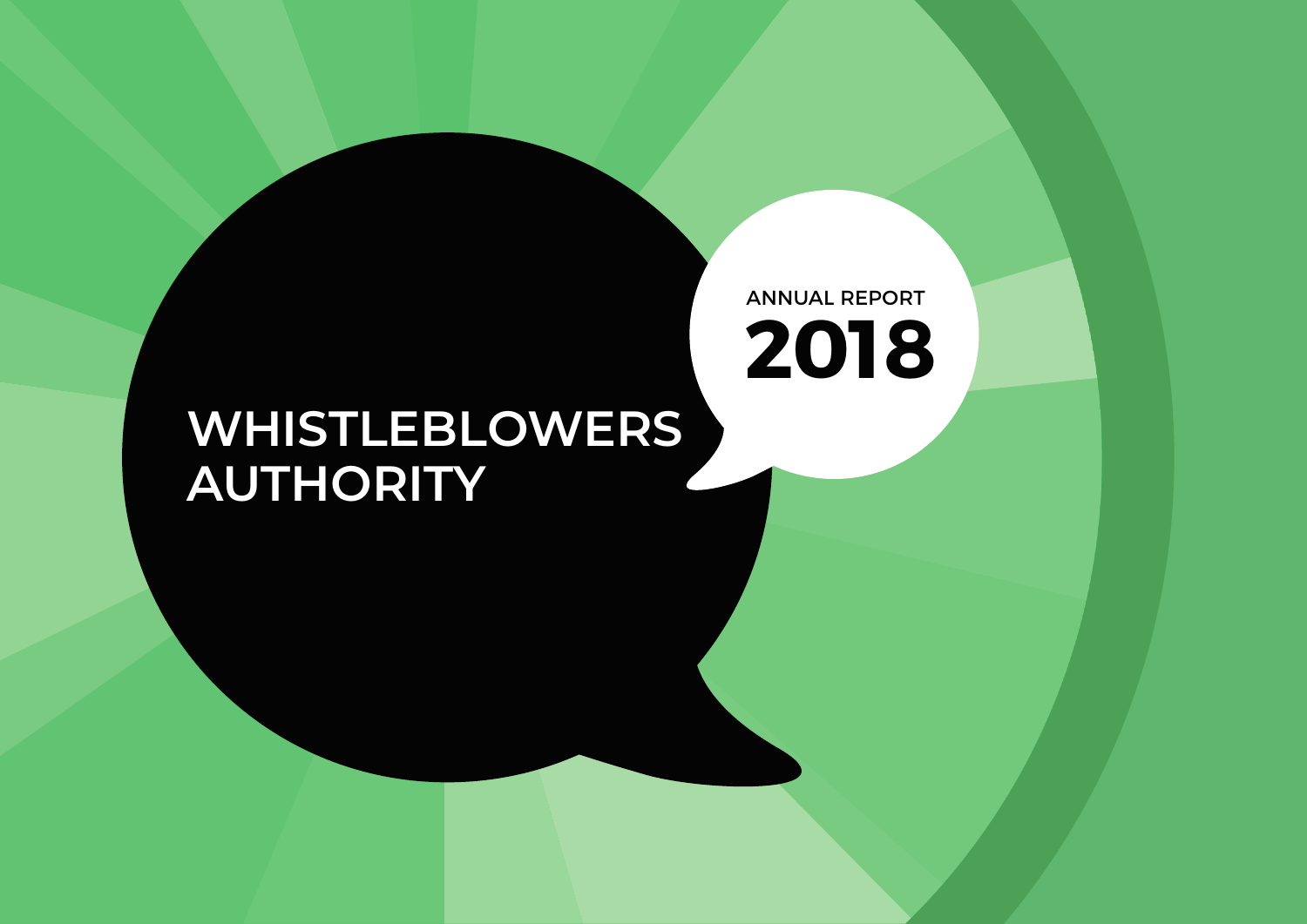# WHISTLEBLOWERS AUTHORITY

ANNUAL REPORT

**2018**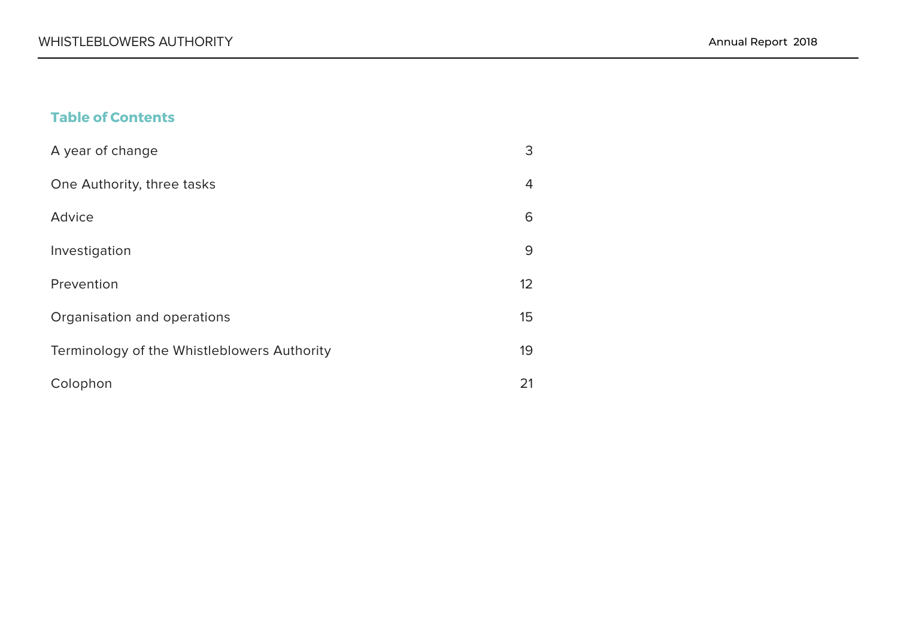## Table of Contents

| | |
|---|---|
| A year of change | 3 |
| One Authority, three tasks | 4 |
| Advice | 6 |
| Investigation | 9 |
| Prevention | 12 |
| Organisation and operations | 15 |
| Terminology of the Whistleblowers Authority | 19 |
| Colophon | 21 |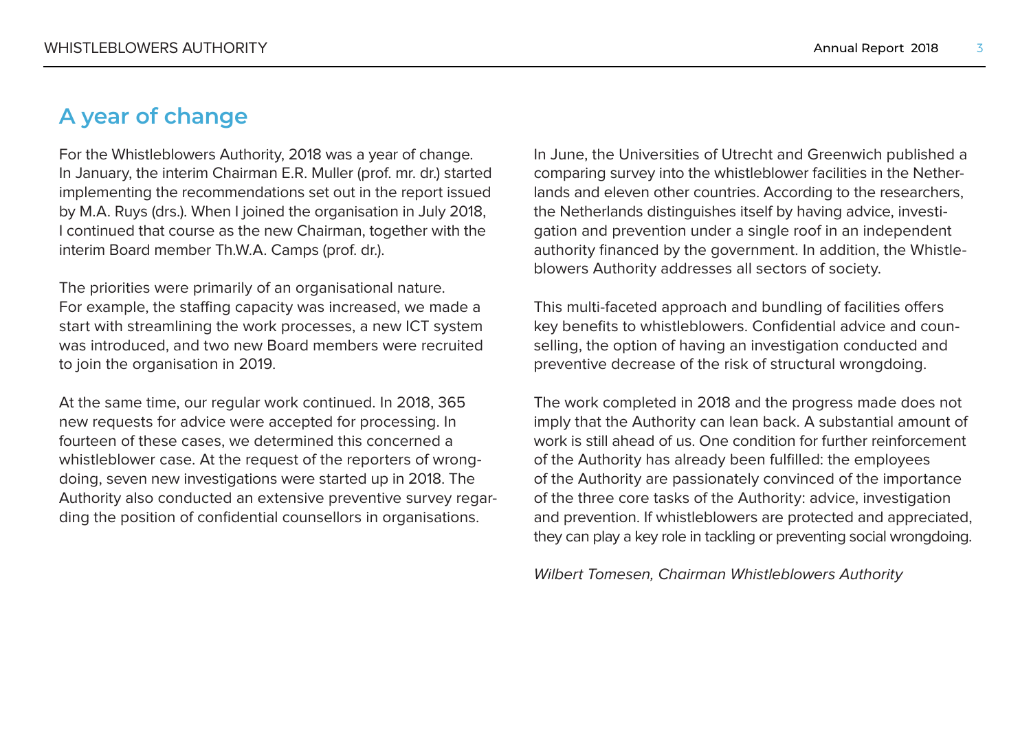# A year of change

For the Whistleblowers Authority, 2018 was a year of change. In January, the interim Chairman E.R. Muller (prof. mr. dr.) started implementing the recommendations set out in the report issued by M.A. Ruys (drs.). When I joined the organisation in July 2018, I continued that course as the new Chairman, together with the interim Board member Th.W.A. Camps (prof. dr.).

The priorities were primarily of an organisational nature. For example, the staffing capacity was increased, we made a start with streamlining the work processes, a new ICT system was introduced, and two new Board members were recruited to join the organisation in 2019.

At the same time, our regular work continued. In 2018, 365 new requests for advice were accepted for processing. In fourteen of these cases, we determined this concerned a whistleblower case. At the request of the reporters of wrongdoing, seven new investigations were started up in 2018. The Authority also conducted an extensive preventive survey regarding the position of confidential counsellors in organisations.

In June, the Universities of Utrecht and Greenwich published a comparing survey into the whistleblower facilities in the Netherlands and eleven other countries. According to the researchers, the Netherlands distinguishes itself by having advice, investigation and prevention under a single roof in an independent authority financed by the government. In addition, the Whistleblowers Authority addresses all sectors of society.

This multi-faceted approach and bundling of facilities offers key benefits to whistleblowers. Confidential advice and counselling, the option of having an investigation conducted and preventive decrease of the risk of structural wrongdoing.

The work completed in 2018 and the progress made does not imply that the Authority can lean back. A substantial amount of work is still ahead of us. One condition for further reinforcement of the Authority has already been fulfilled: the employees of the Authority are passionately convinced of the importance of the three core tasks of the Authority: advice, investigation and prevention. If whistleblowers are protected and appreciated, they can play a key role in tackling or preventing social wrongdoing.

*Wilbert Tomesen, Chairman Whistleblowers Authority*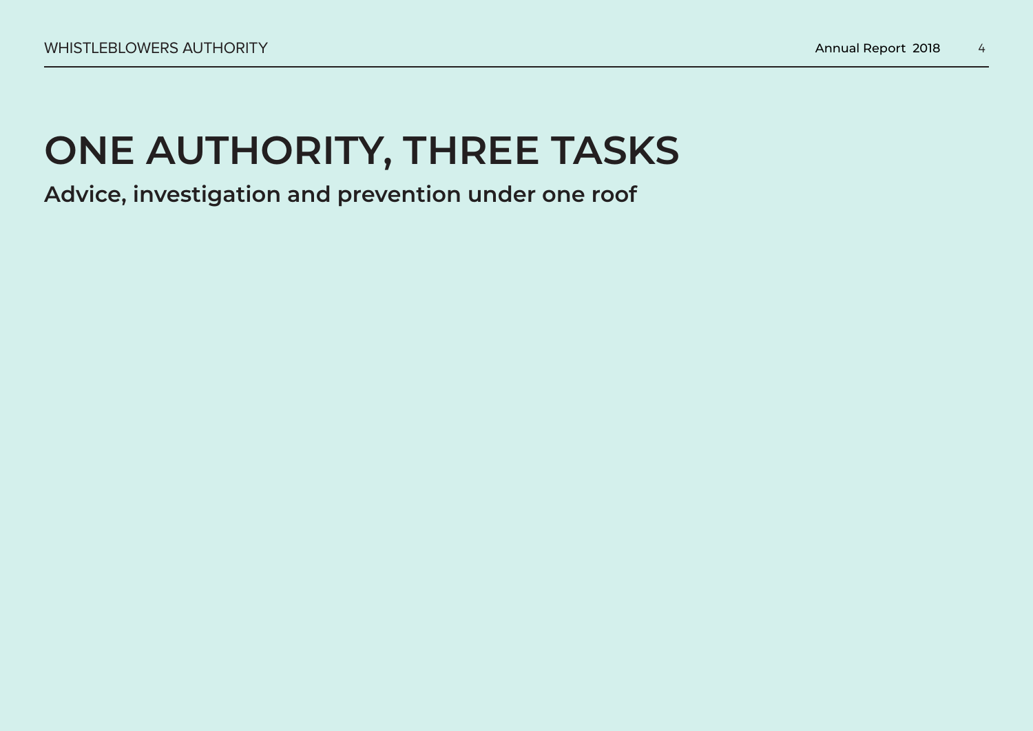# ONE AUTHORITY, THREE TASKS

## Advice, investigation and prevention under one roof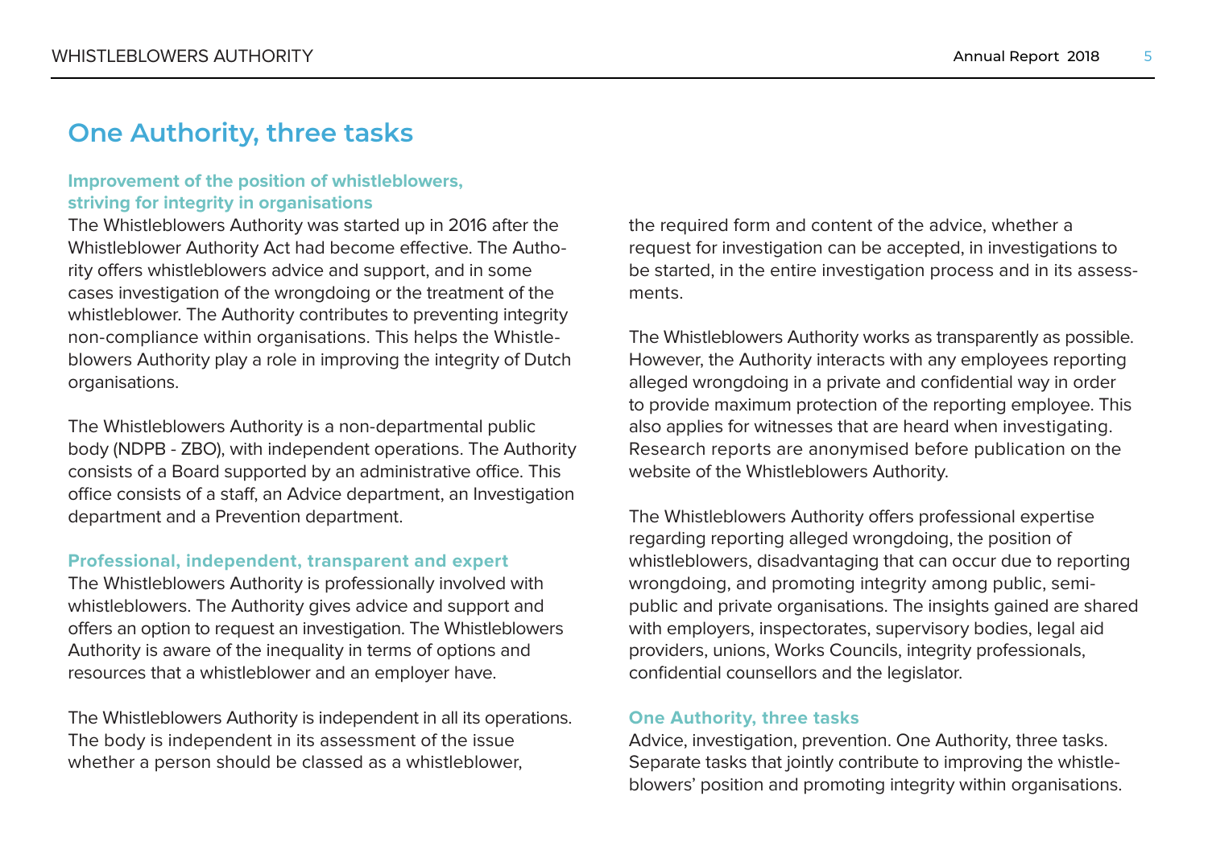# One Authority, three tasks

### Improvement of the position of whistleblowers, striving for integrity in organisations

The Whistleblowers Authority was started up in 2016 after the Whistleblower Authority Act had become effective. The Authority offers whistleblowers advice and support, and in some cases investigation of the wrongdoing or the treatment of the whistleblower. The Authority contributes to preventing integrity non-compliance within organisations. This helps the Whistleblowers Authority play a role in improving the integrity of Dutch organisations.

The Whistleblowers Authority is a non-departmental public body (NDPB - ZBO), with independent operations. The Authority consists of a Board supported by an administrative office. This office consists of a staff, an Advice department, an Investigation department and a Prevention department.

### Professional, independent, transparent and expert

The Whistleblowers Authority is professionally involved with whistleblowers. The Authority gives advice and support and offers an option to request an investigation. The Whistleblowers Authority is aware of the inequality in terms of options and resources that a whistleblower and an employer have.

The Whistleblowers Authority is independent in all its operations. The body is independent in its assessment of the issue whether a person should be classed as a whistleblower, the required form and content of the advice, whether a request for investigation can be accepted, in investigations to be started, in the entire investigation process and in its assessments.

The Whistleblowers Authority works as transparently as possible. However, the Authority interacts with any employees reporting alleged wrongdoing in a private and confidential way in order to provide maximum protection of the reporting employee. This also applies for witnesses that are heard when investigating. Research reports are anonymised before publication on the website of the Whistleblowers Authority.

The Whistleblowers Authority offers professional expertise regarding reporting alleged wrongdoing, the position of whistleblowers, disadvantaging that can occur due to reporting wrongdoing, and promoting integrity among public, semi-public and private organisations. The insights gained are shared with employers, inspectorates, supervisory bodies, legal aid providers, unions, Works Councils, integrity professionals, confidential counsellors and the legislator.

### One Authority, three tasks

Advice, investigation, prevention. One Authority, three tasks. Separate tasks that jointly contribute to improving the whistleblowers' position and promoting integrity within organisations.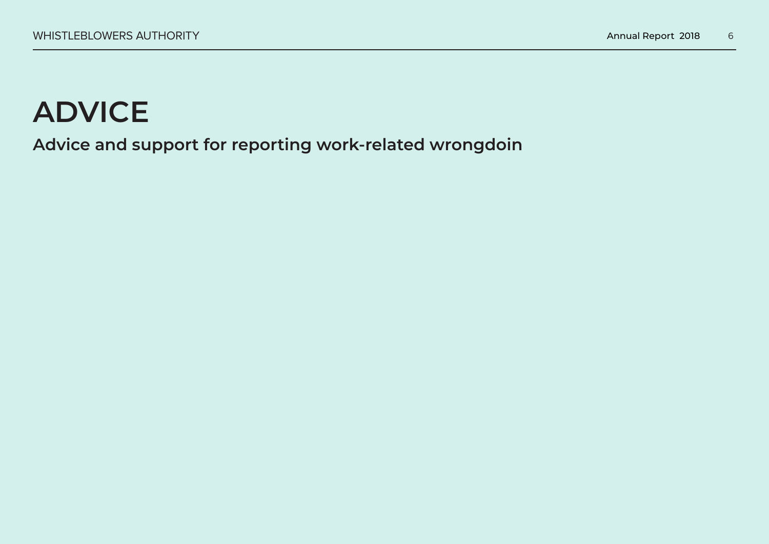# ADVICE

## Advice and support for reporting work-related wrongdoin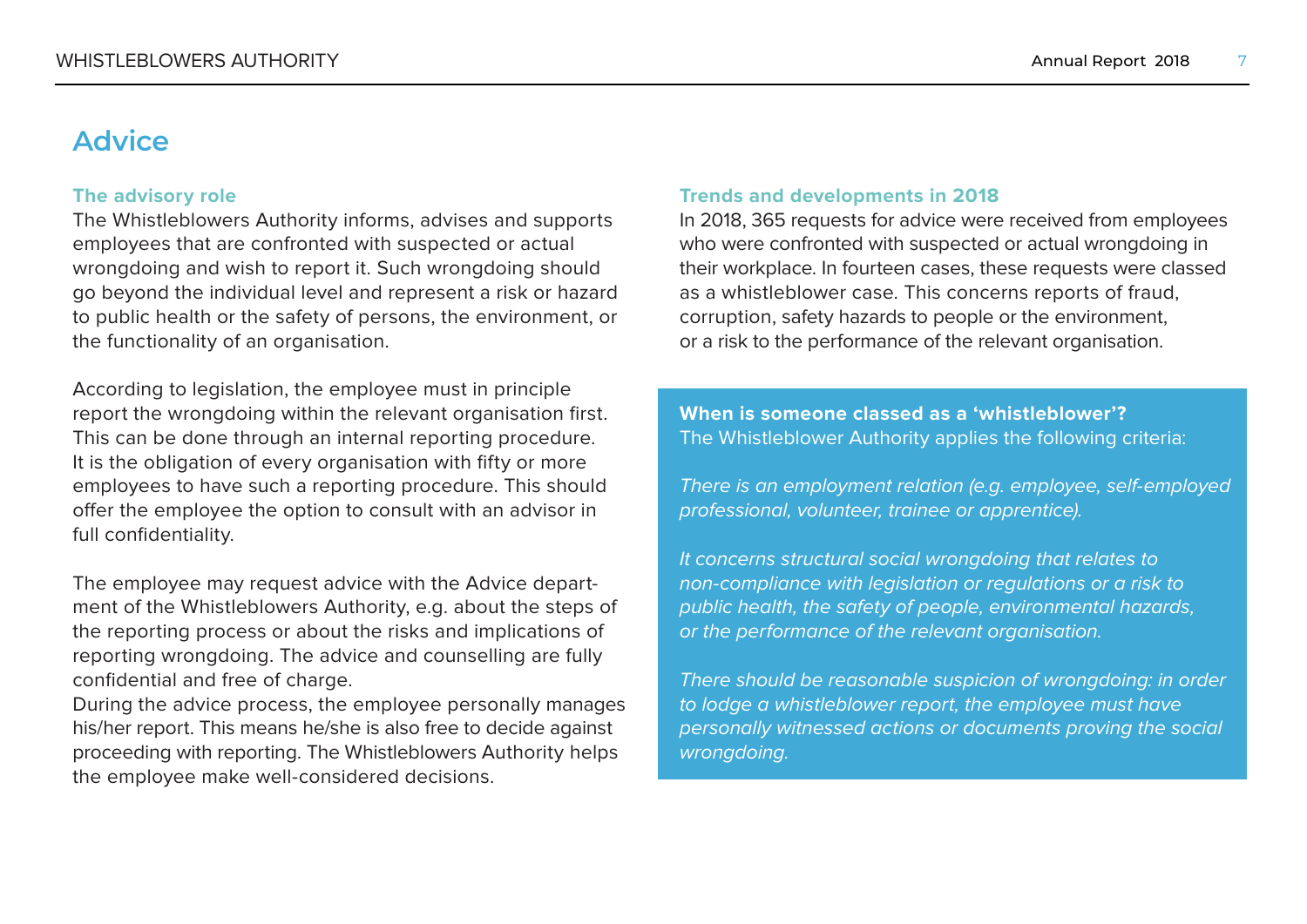# Advice

### The advisory role

The Whistleblowers Authority informs, advises and supports employees that are confronted with suspected or actual wrongdoing and wish to report it. Such wrongdoing should go beyond the individual level and represent a risk or hazard to public health or the safety of persons, the environment, or the functionality of an organisation.

According to legislation, the employee must in principle report the wrongdoing within the relevant organisation first. This can be done through an internal reporting procedure. It is the obligation of every organisation with fifty or more employees to have such a reporting procedure. This should offer the employee the option to consult with an advisor in full confidentiality.

The employee may request advice with the Advice department of the Whistleblowers Authority, e.g. about the steps of the reporting process or about the risks and implications of reporting wrongdoing. The advice and counselling are fully confidential and free of charge.

During the advice process, the employee personally manages his/her report. This means he/she is also free to decide against proceeding with reporting. The Whistleblowers Authority helps the employee make well-considered decisions.

### Trends and developments in 2018

In 2018, 365 requests for advice were received from employees who were confronted with suspected or actual wrongdoing in their workplace. In fourteen cases, these requests were classed as a whistleblower case. This concerns reports of fraud, corruption, safety hazards to people or the environment, or a risk to the performance of the relevant organisation.

**When is someone classed as a 'whistleblower'?**
The Whistleblower Authority applies the following criteria:

*There is an employment relation (e.g. employee, self-employed professional, volunteer, trainee or apprentice).*

*It concerns structural social wrongdoing that relates to non-compliance with legislation or regulations or a risk to public health, the safety of people, environmental hazards, or the performance of the relevant organisation.*

*There should be reasonable suspicion of wrongdoing: in order to lodge a whistleblower report, the employee must have personally witnessed actions or documents proving the social wrongdoing.*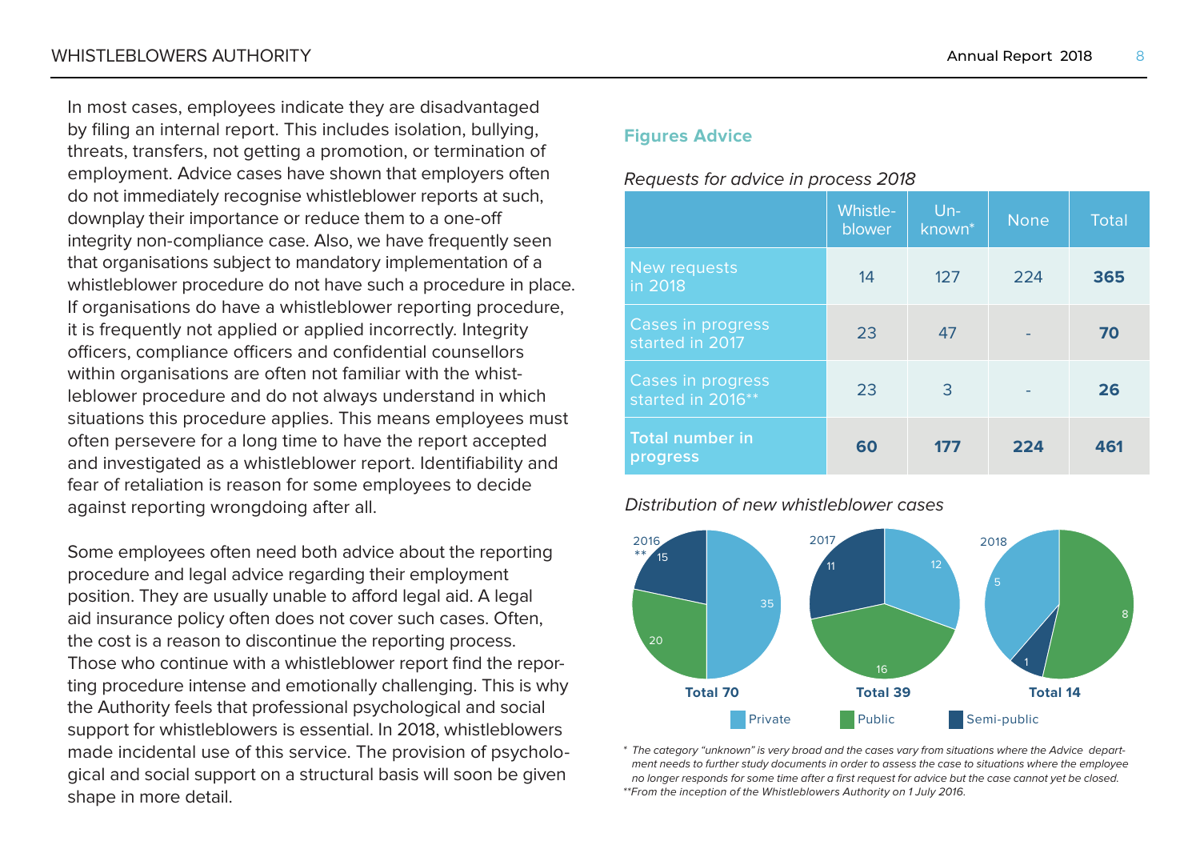In most cases, employees indicate they are disadvantaged by filing an internal report. This includes isolation, bullying, threats, transfers, not getting a promotion, or termination of employment. Advice cases have shown that employers often do not immediately recognise whistleblower reports at such, downplay their importance or reduce them to a one-off integrity non-compliance case. Also, we have frequently seen that organisations subject to mandatory implementation of a whistleblower procedure do not have such a procedure in place. If organisations do have a whistleblower reporting procedure, it is frequently not applied or applied incorrectly. Integrity officers, compliance officers and confidential counsellors within organisations are often not familiar with the whistleblower procedure and do not always understand in which situations this procedure applies. This means employees must often persevere for a long time to have the report accepted and investigated as a whistleblower report. Identifiability and fear of retaliation is reason for some employees to decide against reporting wrongdoing after all.

Some employees often need both advice about the reporting procedure and legal advice regarding their employment position. They are usually unable to afford legal aid. A legal aid insurance policy often does not cover such cases. Often, the cost is a reason to discontinue the reporting process. Those who continue with a whistleblower report find the reporting procedure intense and emotionally challenging. This is why the Authority feels that professional psychological and social support for whistleblowers is essential. In 2018, whistleblowers made incidental use of this service. The provision of psychological and social support on a structural basis will soon be given shape in more detail.

## Figures Advice

*Requests for advice in process 2018*

| | Whistle-blower | Un-known* | None | Total |
|---|---|---|---|---|
| New requests in 2018 | 14 | 127 | 224 | **365** |
| Cases in progress started in 2017 | 23 | 47 | - | **70** |
| Cases in progress started in 2016** | 23 | 3 | - | **26** |
| **Total number in progress** | **60** | **177** | **224** | **461** |

*Distribution of new whistleblower cases*

| | Private | Public | Semi-public | Total |
|---|---|---|---|---|
| 2016** | 35 | 20 | 15 | **Total 70** |
| 2017 | 12 | 16 | 11 | **Total 39** |
| 2018 | 5 | 8 | 1 | **Total 14** |

*\* The category "unknown" is very broad and the cases vary from situations where the Advice department needs to further study documents in order to assess the case to situations where the employee no longer responds for some time after a first request for advice but the case cannot yet be closed.*
*\*\*From the inception of the Whistleblowers Authority on 1 July 2016.*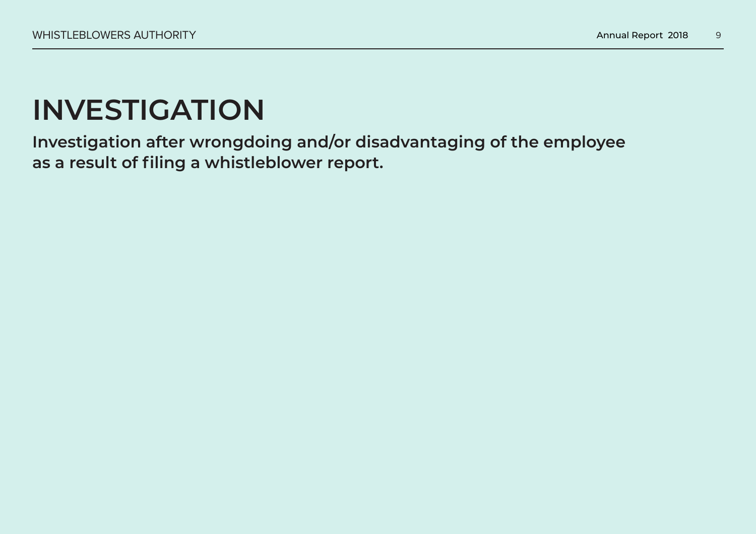# INVESTIGATION

**Investigation after wrongdoing and/or disadvantaging of the employee as a result of filing a whistleblower report.**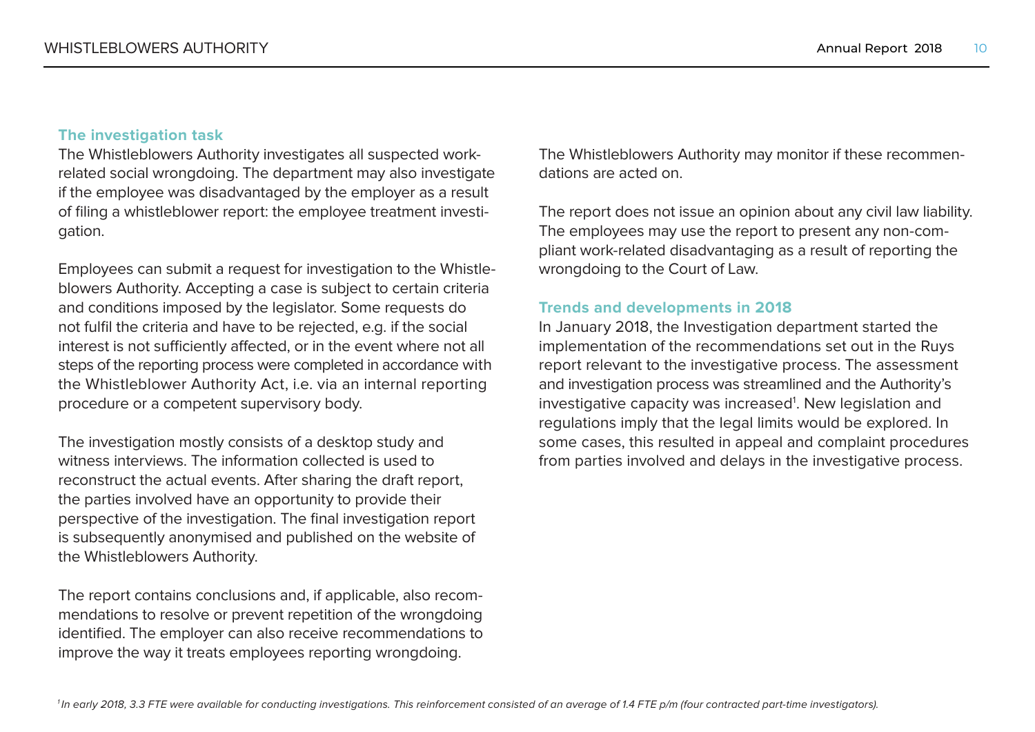### The investigation task

The Whistleblowers Authority investigates all suspected work-related social wrongdoing. The department may also investigate if the employee was disadvantaged by the employer as a result of filing a whistleblower report: the employee treatment investigation.

Employees can submit a request for investigation to the Whistleblowers Authority. Accepting a case is subject to certain criteria and conditions imposed by the legislator. Some requests do not fulfil the criteria and have to be rejected, e.g. if the social interest is not sufficiently affected, or in the event where not all steps of the reporting process were completed in accordance with the Whistleblower Authority Act, i.e. via an internal reporting procedure or a competent supervisory body.

The investigation mostly consists of a desktop study and witness interviews. The information collected is used to reconstruct the actual events. After sharing the draft report, the parties involved have an opportunity to provide their perspective of the investigation. The final investigation report is subsequently anonymised and published on the website of the Whistleblowers Authority.

The report contains conclusions and, if applicable, also recommendations to resolve or prevent repetition of the wrongdoing identified. The employer can also receive recommendations to improve the way it treats employees reporting wrongdoing. The Whistleblowers Authority may monitor if these recommendations are acted on.

The report does not issue an opinion about any civil law liability. The employees may use the report to present any non-compliant work-related disadvantaging as a result of reporting the wrongdoing to the Court of Law.

### Trends and developments in 2018

In January 2018, the Investigation department started the implementation of the recommendations set out in the Ruys report relevant to the investigative process. The assessment and investigation process was streamlined and the Authority's investigative capacity was increased[1]. New legislation and regulations imply that the legal limits would be explored. In some cases, this resulted in appeal and complaint procedures from parties involved and delays in the investigative process.

*[1] In early 2018, 3.3 FTE were available for conducting investigations. This reinforcement consisted of an average of 1.4 FTE p/m (four contracted part-time investigators).*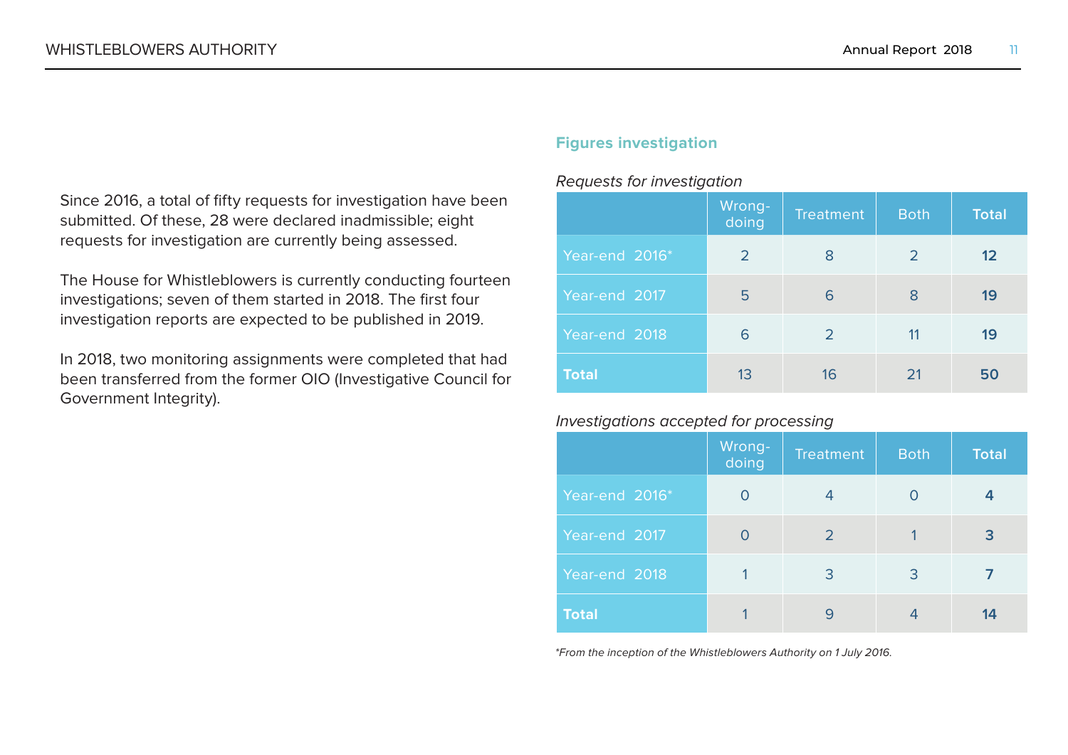Since 2016, a total of fifty requests for investigation have been submitted. Of these, 28 were declared inadmissible; eight requests for investigation are currently being assessed.

The House for Whistleblowers is currently conducting fourteen investigations; seven of them started in 2018. The first four investigation reports are expected to be published in 2019.

In 2018, two monitoring assignments were completed that had been transferred from the former OIO (Investigative Council for Government Integrity).

## Figures investigation

*Requests for investigation*

| | Wrong-doing | Treatment | Both | **Total** |
|---|---|---|---|---|
| Year-end 2016* | 2 | 8 | 2 | **12** |
| Year-end 2017 | 5 | 6 | 8 | **19** |
| Year-end 2018 | 6 | 2 | 11 | **19** |
| **Total** | 13 | 16 | 21 | **50** |

*Investigations accepted for processing*

| | Wrong-doing | Treatment | Both | **Total** |
|---|---|---|---|---|
| Year-end 2016* | 0 | 4 | 0 | **4** |
| Year-end 2017 | 0 | 2 | 1 | **3** |
| Year-end 2018 | 1 | 3 | 3 | **7** |
| **Total** | 1 | 9 | 4 | **14** |

*\*From the inception of the Whistleblowers Authority on 1 July 2016.*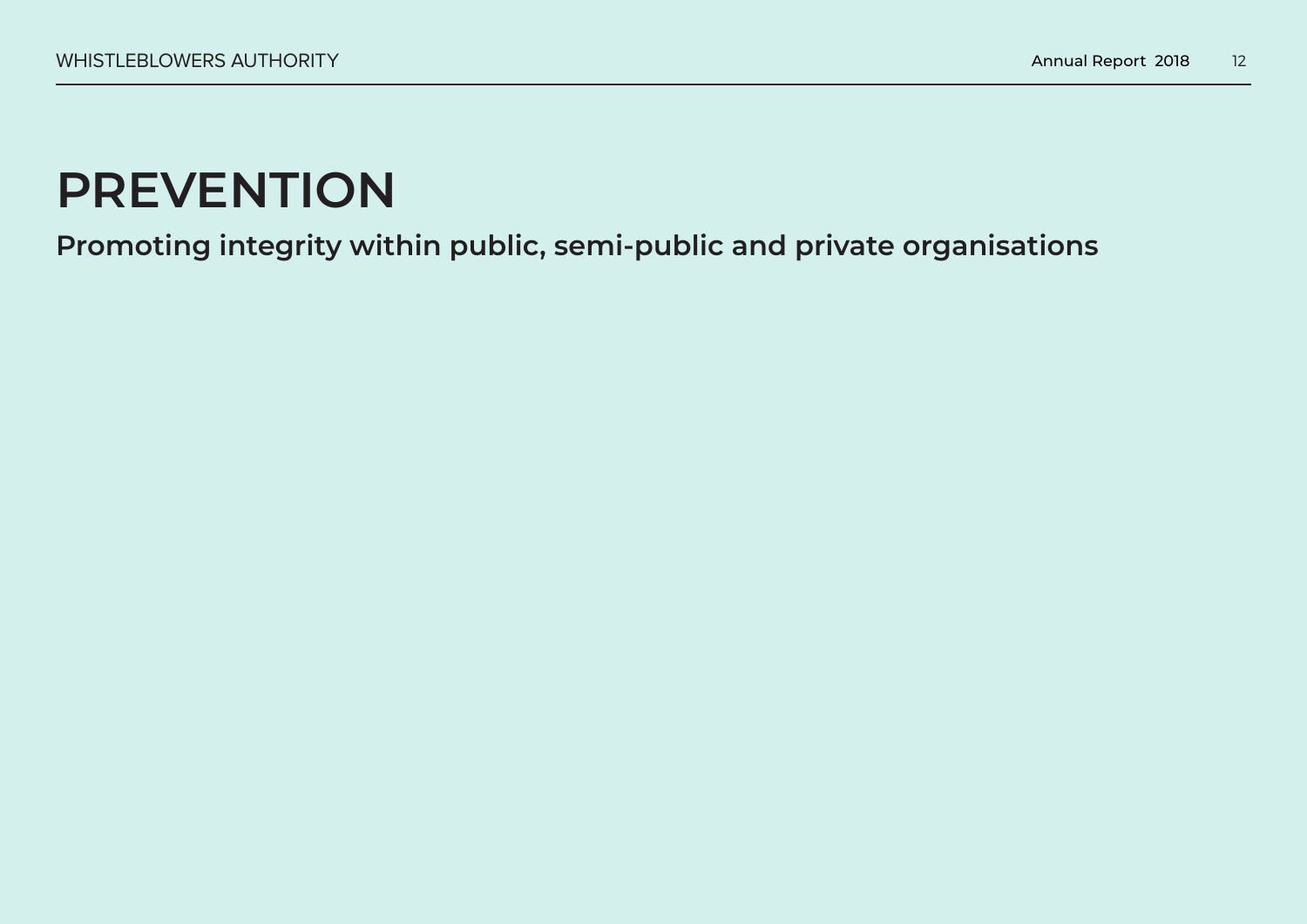# PREVENTION

## Promoting integrity within public, semi-public and private organisations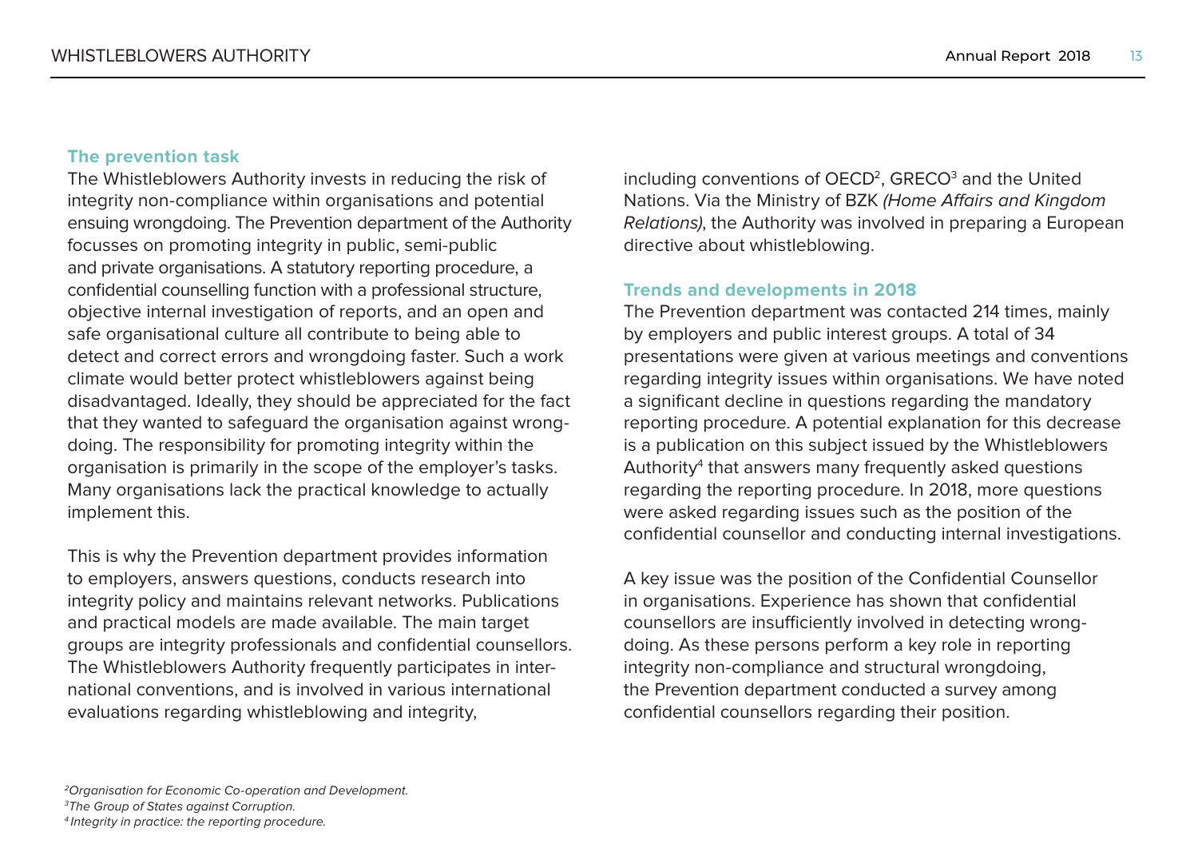### The prevention task

The Whistleblowers Authority invests in reducing the risk of integrity non-compliance within organisations and potential ensuing wrongdoing. The Prevention department of the Authority focusses on promoting integrity in public, semi-public and private organisations. A statutory reporting procedure, a confidential counselling function with a professional structure, objective internal investigation of reports, and an open and safe organisational culture all contribute to being able to detect and correct errors and wrongdoing faster. Such a work climate would better protect whistleblowers against being disadvantaged. Ideally, they should be appreciated for the fact that they wanted to safeguard the organisation against wrongdoing. The responsibility for promoting integrity within the organisation is primarily in the scope of the employer's tasks. Many organisations lack the practical knowledge to actually implement this.

This is why the Prevention department provides information to employers, answers questions, conducts research into integrity policy and maintains relevant networks. Publications and practical models are made available. The main target groups are integrity professionals and confidential counsellors. The Whistleblowers Authority frequently participates in international conventions, and is involved in various international evaluations regarding whistleblowing and integrity, including conventions of OECD[2], GRECO[3] and the United Nations. Via the Ministry of BZK *(Home Affairs and Kingdom Relations)*, the Authority was involved in preparing a European directive about whistleblowing.

### Trends and developments in 2018

The Prevention department was contacted 214 times, mainly by employers and public interest groups. A total of 34 presentations were given at various meetings and conventions regarding integrity issues within organisations. We have noted a significant decline in questions regarding the mandatory reporting procedure. A potential explanation for this decrease is a publication on this subject issued by the Whistleblowers Authority[4] that answers many frequently asked questions regarding the reporting procedure. In 2018, more questions were asked regarding issues such as the position of the confidential counsellor and conducting internal investigations.

A key issue was the position of the Confidential Counsellor in organisations. Experience has shown that confidential counsellors are insufficiently involved in detecting wrongdoing. As these persons perform a key role in reporting integrity non-compliance and structural wrongdoing, the Prevention department conducted a survey among confidential counsellors regarding their position.

---

*[2] Organisation for Economic Co-operation and Development.*
*[3] The Group of States against Corruption.*
*[4] Integrity in practice: the reporting procedure.*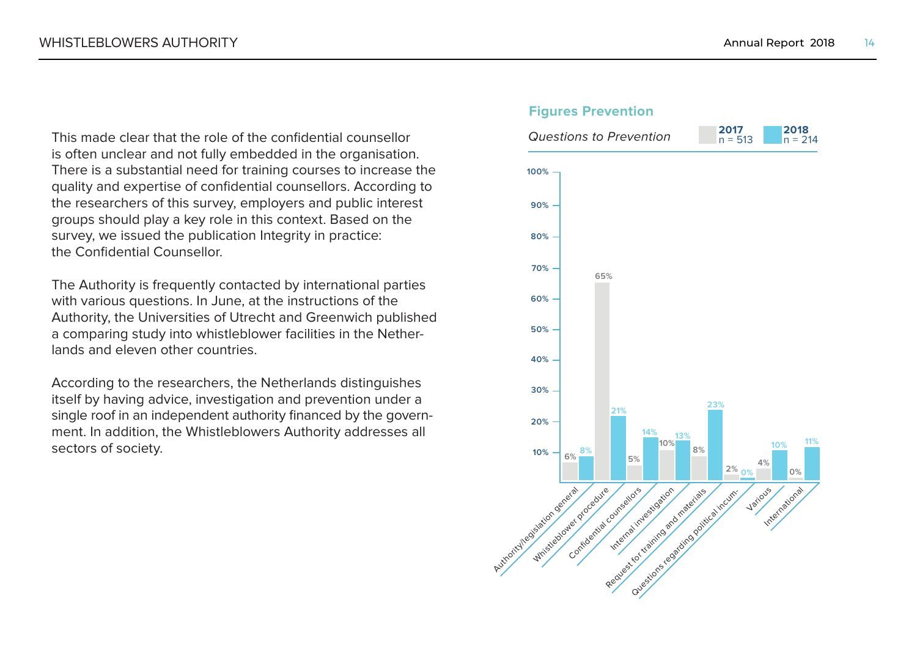This made clear that the role of the confidential counsellor is often unclear and not fully embedded in the organisation. There is a substantial need for training courses to increase the quality and expertise of confidential counsellors. According to the researchers of this survey, employers and public interest groups should play a key role in this context. Based on the survey, we issued the publication Integrity in practice: the Confidential Counsellor.

The Authority is frequently contacted by international parties with various questions. In June, at the instructions of the Authority, the Universities of Utrecht and Greenwich published a comparing study into whistleblower facilities in the Netherlands and eleven other countries.

According to the researchers, the Netherlands distinguishes itself by having advice, investigation and prevention under a single roof in an independent authority financed by the government. In addition, the Whistleblowers Authority addresses all sectors of society.

## Figures Prevention

*Questions to Prevention*

| | 2017 (n = 513) | 2018 (n = 214) |
|---|---|---|
| Authority/legislation general | 6% | 8% |
| Whistleblower procedure | 65% | 21% |
| Confidential counsellors | 5% | 14% |
| Internal investigation | 10% | 13% |
| Request for training and materials | 8% | 23% |
| Questions regarding political incum- | 2% | 0% |
| Various | 4% | 10% |
| International | 0% | 11% |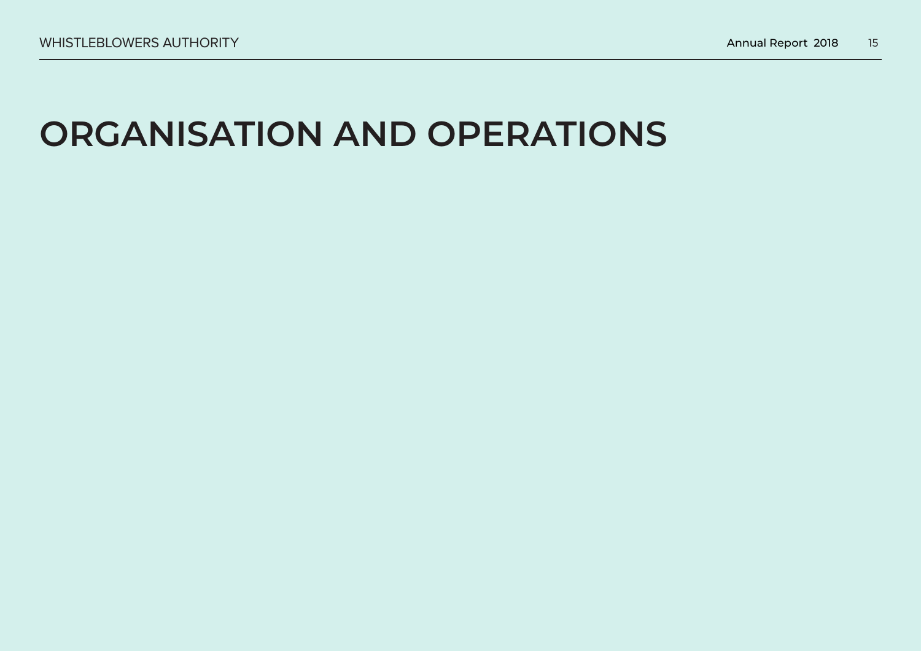# ORGANISATION AND OPERATIONS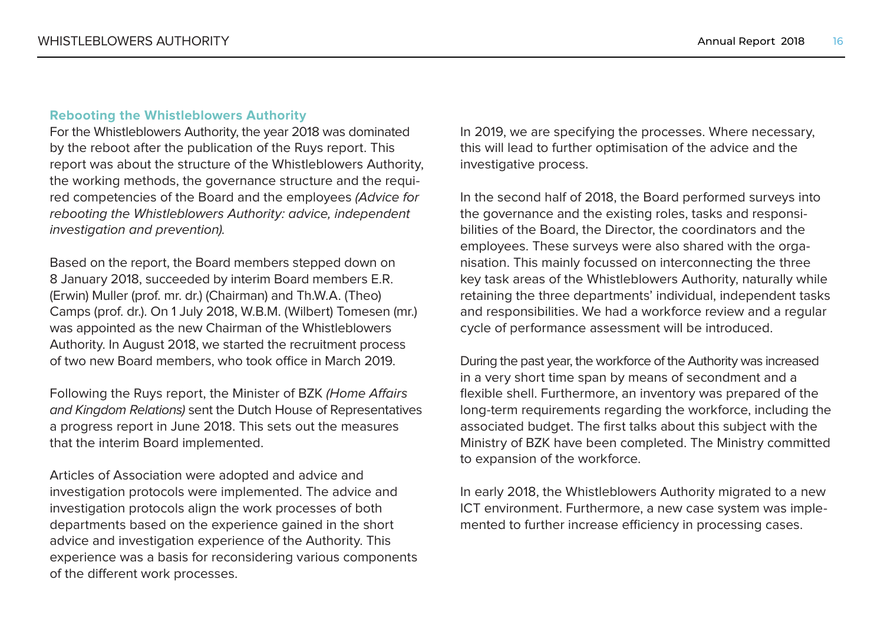## Rebooting the Whistleblowers Authority

For the Whistleblowers Authority, the year 2018 was dominated by the reboot after the publication of the Ruys report. This report was about the structure of the Whistleblowers Authority, the working methods, the governance structure and the required competencies of the Board and the employees *(Advice for rebooting the Whistleblowers Authority: advice, independent investigation and prevention).*

Based on the report, the Board members stepped down on 8 January 2018, succeeded by interim Board members E.R. (Erwin) Muller (prof. mr. dr.) (Chairman) and Th.W.A. (Theo) Camps (prof. dr.). On 1 July 2018, W.B.M. (Wilbert) Tomesen (mr.) was appointed as the new Chairman of the Whistleblowers Authority. In August 2018, we started the recruitment process of two new Board members, who took office in March 2019.

Following the Ruys report, the Minister of BZK *(Home Affairs and Kingdom Relations)* sent the Dutch House of Representatives a progress report in June 2018. This sets out the measures that the interim Board implemented.

Articles of Association were adopted and advice and investigation protocols were implemented. The advice and investigation protocols align the work processes of both departments based on the experience gained in the short advice and investigation experience of the Authority. This experience was a basis for reconsidering various components of the different work processes.

In 2019, we are specifying the processes. Where necessary, this will lead to further optimisation of the advice and the investigative process.

In the second half of 2018, the Board performed surveys into the governance and the existing roles, tasks and responsibilities of the Board, the Director, the coordinators and the employees. These surveys were also shared with the organisation. This mainly focussed on interconnecting the three key task areas of the Whistleblowers Authority, naturally while retaining the three departments' individual, independent tasks and responsibilities. We had a workforce review and a regular cycle of performance assessment will be introduced.

During the past year, the workforce of the Authority was increased in a very short time span by means of secondment and a flexible shell. Furthermore, an inventory was prepared of the long-term requirements regarding the workforce, including the associated budget. The first talks about this subject with the Ministry of BZK have been completed. The Ministry committed to expansion of the workforce.

In early 2018, the Whistleblowers Authority migrated to a new ICT environment. Furthermore, a new case system was implemented to further increase efficiency in processing cases.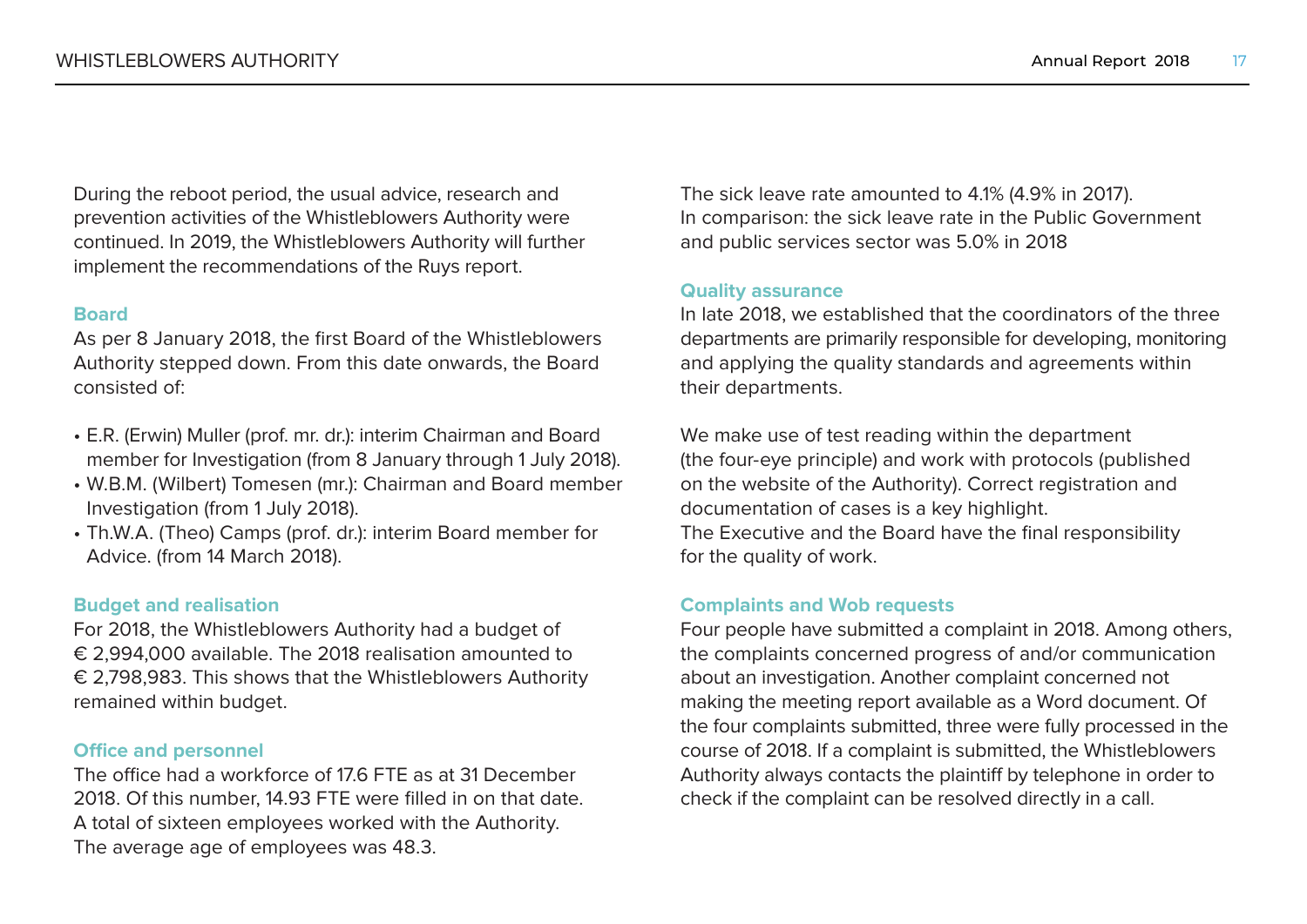During the reboot period, the usual advice, research and prevention activities of the Whistleblowers Authority were continued. In 2019, the Whistleblowers Authority will further implement the recommendations of the Ruys report.

### Board

As per 8 January 2018, the first Board of the Whistleblowers Authority stepped down. From this date onwards, the Board consisted of:

- E.R. (Erwin) Muller (prof. mr. dr.): interim Chairman and Board member for Investigation (from 8 January through 1 July 2018).
- W.B.M. (Wilbert) Tomesen (mr.): Chairman and Board member Investigation (from 1 July 2018).
- Th.W.A. (Theo) Camps (prof. dr.): interim Board member for Advice. (from 14 March 2018).

### Budget and realisation

For 2018, the Whistleblowers Authority had a budget of € 2,994,000 available. The 2018 realisation amounted to € 2,798,983. This shows that the Whistleblowers Authority remained within budget.

### Office and personnel

The office had a workforce of 17.6 FTE as at 31 December 2018. Of this number, 14.93 FTE were filled in on that date. A total of sixteen employees worked with the Authority. The average age of employees was 48.3.

The sick leave rate amounted to 4.1% (4.9% in 2017). In comparison: the sick leave rate in the Public Government and public services sector was 5.0% in 2018

### Quality assurance

In late 2018, we established that the coordinators of the three departments are primarily responsible for developing, monitoring and applying the quality standards and agreements within their departments.

We make use of test reading within the department (the four-eye principle) and work with protocols (published on the website of the Authority). Correct registration and documentation of cases is a key highlight. The Executive and the Board have the final responsibility for the quality of work.

### Complaints and Wob requests

Four people have submitted a complaint in 2018. Among others, the complaints concerned progress of and/or communication about an investigation. Another complaint concerned not making the meeting report available as a Word document. Of the four complaints submitted, three were fully processed in the course of 2018. If a complaint is submitted, the Whistleblowers Authority always contacts the plaintiff by telephone in order to check if the complaint can be resolved directly in a call.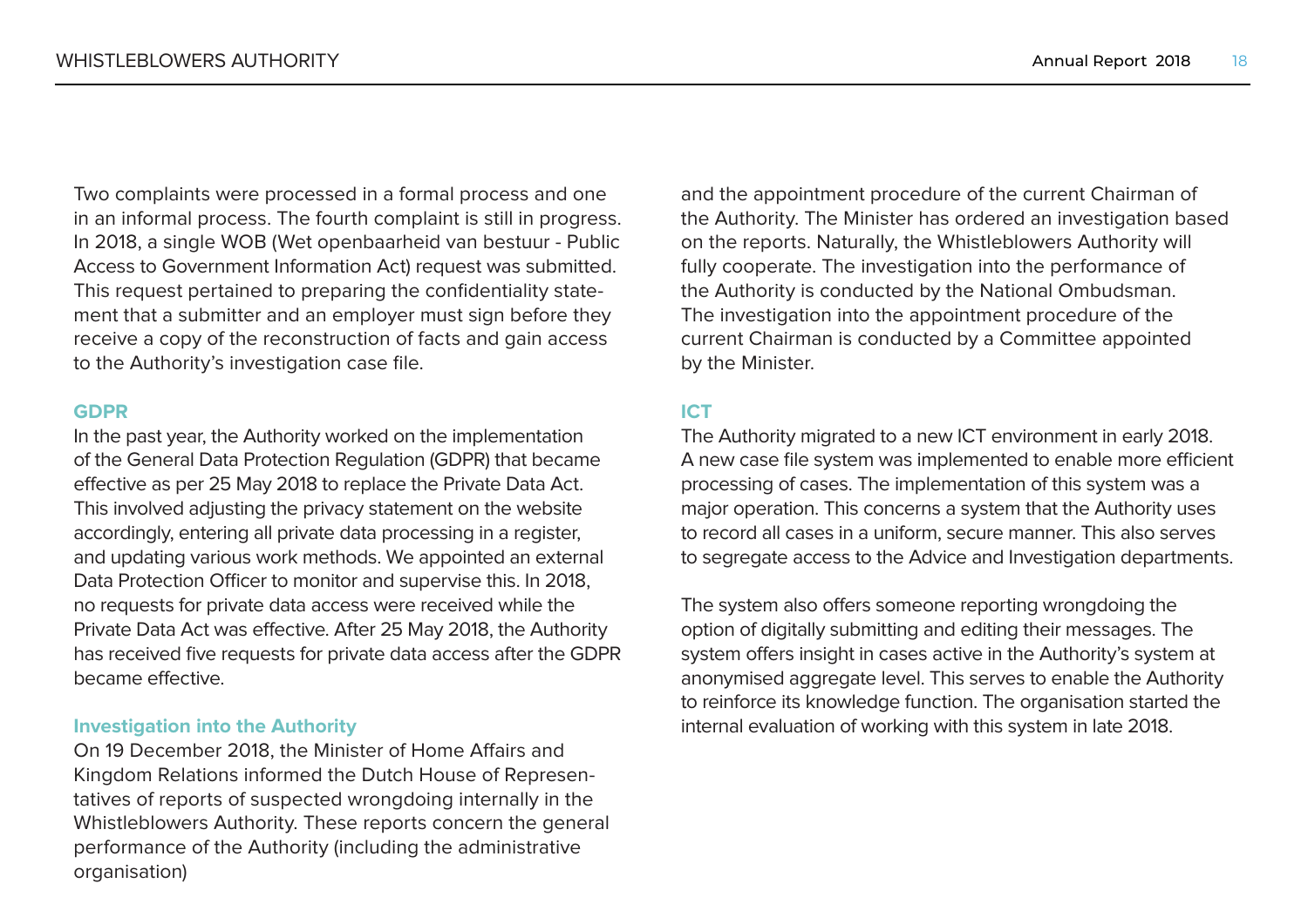Two complaints were processed in a formal process and one in an informal process. The fourth complaint is still in progress. In 2018, a single WOB (Wet openbaarheid van bestuur - Public Access to Government Information Act) request was submitted. This request pertained to preparing the confidentiality statement that a submitter and an employer must sign before they receive a copy of the reconstruction of facts and gain access to the Authority's investigation case file.

### GDPR

In the past year, the Authority worked on the implementation of the General Data Protection Regulation (GDPR) that became effective as per 25 May 2018 to replace the Private Data Act. This involved adjusting the privacy statement on the website accordingly, entering all private data processing in a register, and updating various work methods. We appointed an external Data Protection Officer to monitor and supervise this. In 2018, no requests for private data access were received while the Private Data Act was effective. After 25 May 2018, the Authority has received five requests for private data access after the GDPR became effective.

### Investigation into the Authority

On 19 December 2018, the Minister of Home Affairs and Kingdom Relations informed the Dutch House of Representatives of reports of suspected wrongdoing internally in the Whistleblowers Authority. These reports concern the general performance of the Authority (including the administrative organisation) and the appointment procedure of the current Chairman of the Authority. The Minister has ordered an investigation based on the reports. Naturally, the Whistleblowers Authority will fully cooperate. The investigation into the performance of the Authority is conducted by the National Ombudsman. The investigation into the appointment procedure of the current Chairman is conducted by a Committee appointed by the Minister.

### ICT

The Authority migrated to a new ICT environment in early 2018. A new case file system was implemented to enable more efficient processing of cases. The implementation of this system was a major operation. This concerns a system that the Authority uses to record all cases in a uniform, secure manner. This also serves to segregate access to the Advice and Investigation departments.

The system also offers someone reporting wrongdoing the option of digitally submitting and editing their messages. The system offers insight in cases active in the Authority's system at anonymised aggregate level. This serves to enable the Authority to reinforce its knowledge function. The organisation started the internal evaluation of working with this system in late 2018.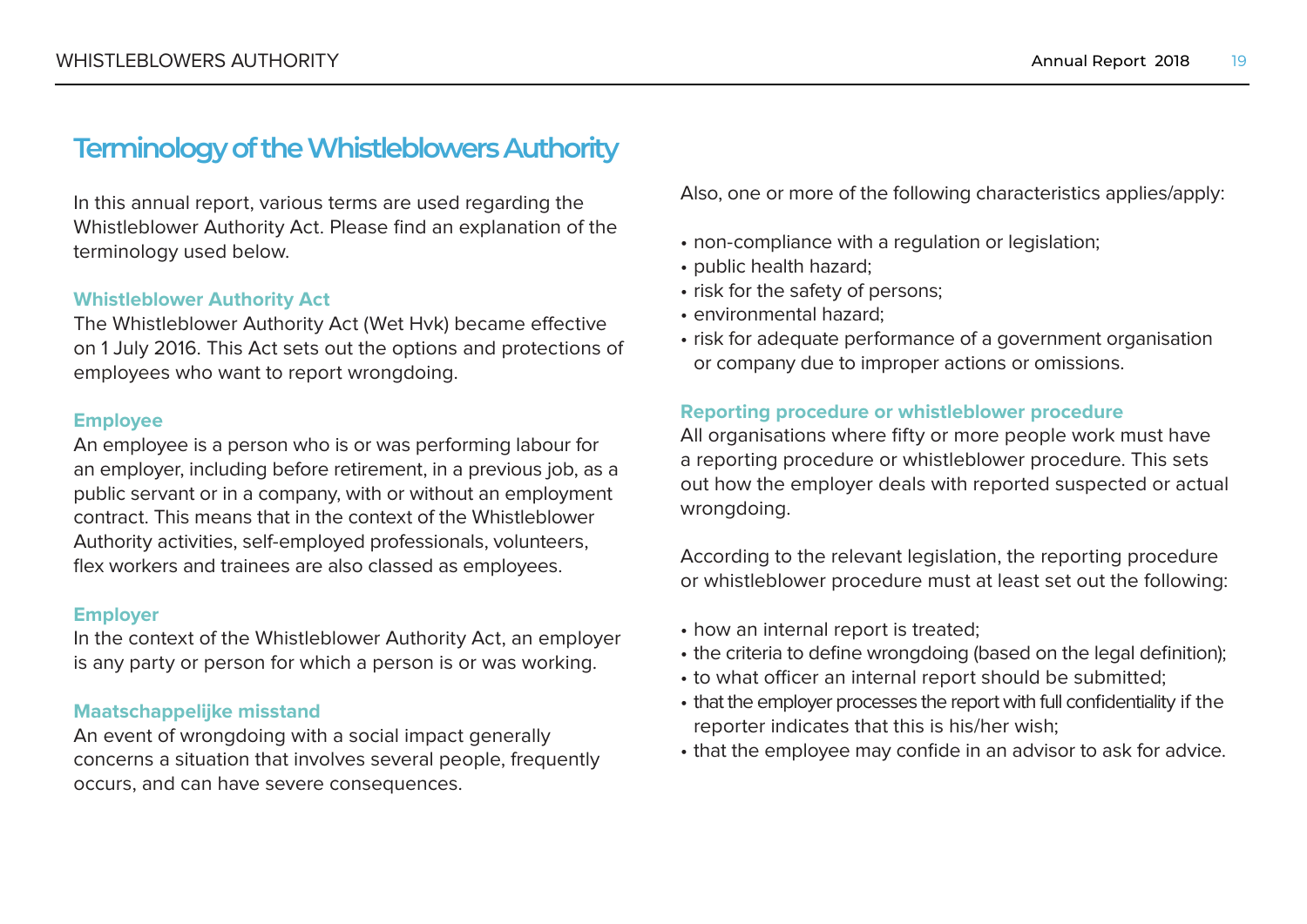# Terminology of the Whistleblowers Authority

In this annual report, various terms are used regarding the Whistleblower Authority Act. Please find an explanation of the terminology used below.

### Whistleblower Authority Act

The Whistleblower Authority Act (Wet Hvk) became effective on 1 July 2016. This Act sets out the options and protections of employees who want to report wrongdoing.

### Employee

An employee is a person who is or was performing labour for an employer, including before retirement, in a previous job, as a public servant or in a company, with or without an employment contract. This means that in the context of the Whistleblower Authority activities, self-employed professionals, volunteers, flex workers and trainees are also classed as employees.

### Employer

In the context of the Whistleblower Authority Act, an employer is any party or person for which a person is or was working.

### Maatschappelijke misstand

An event of wrongdoing with a social impact generally concerns a situation that involves several people, frequently occurs, and can have severe consequences.

Also, one or more of the following characteristics applies/apply:

- non-compliance with a regulation or legislation;
- public health hazard;
- risk for the safety of persons;
- environmental hazard;
- risk for adequate performance of a government organisation or company due to improper actions or omissions.

### Reporting procedure or whistleblower procedure

All organisations where fifty or more people work must have a reporting procedure or whistleblower procedure. This sets out how the employer deals with reported suspected or actual wrongdoing.

According to the relevant legislation, the reporting procedure or whistleblower procedure must at least set out the following:

- how an internal report is treated;
- the criteria to define wrongdoing (based on the legal definition);
- to what officer an internal report should be submitted;
- that the employer processes the report with full confidentiality if the reporter indicates that this is his/her wish;
- that the employee may confide in an advisor to ask for advice.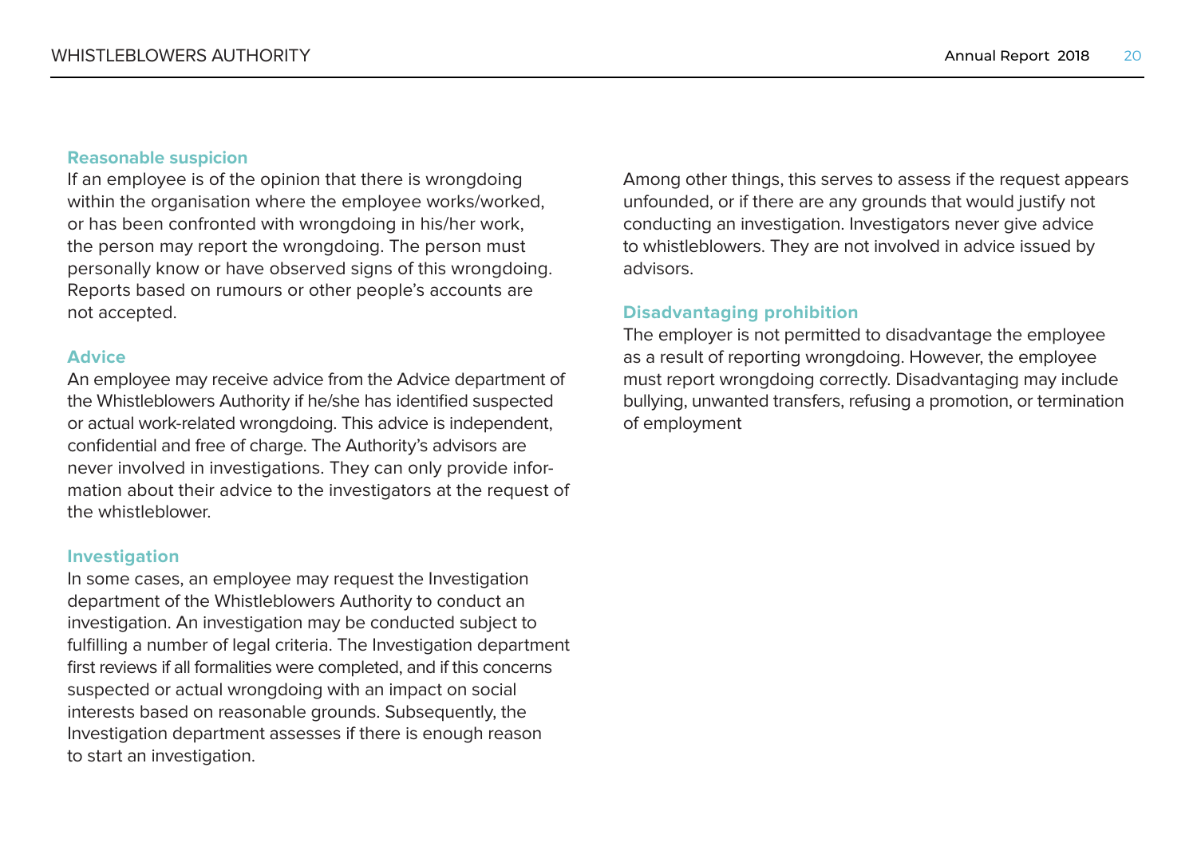### Reasonable suspicion

If an employee is of the opinion that there is wrongdoing within the organisation where the employee works/worked, or has been confronted with wrongdoing in his/her work, the person may report the wrongdoing. The person must personally know or have observed signs of this wrongdoing. Reports based on rumours or other people's accounts are not accepted.

### Advice

An employee may receive advice from the Advice department of the Whistleblowers Authority if he/she has identified suspected or actual work-related wrongdoing. This advice is independent, confidential and free of charge. The Authority's advisors are never involved in investigations. They can only provide information about their advice to the investigators at the request of the whistleblower.

### Investigation

In some cases, an employee may request the Investigation department of the Whistleblowers Authority to conduct an investigation. An investigation may be conducted subject to fulfilling a number of legal criteria. The Investigation department first reviews if all formalities were completed, and if this concerns suspected or actual wrongdoing with an impact on social interests based on reasonable grounds. Subsequently, the Investigation department assesses if there is enough reason to start an investigation.

Among other things, this serves to assess if the request appears unfounded, or if there are any grounds that would justify not conducting an investigation. Investigators never give advice to whistleblowers. They are not involved in advice issued by advisors.

### Disadvantaging prohibition

The employer is not permitted to disadvantage the employee as a result of reporting wrongdoing. However, the employee must report wrongdoing correctly. Disadvantaging may include bullying, unwanted transfers, refusing a promotion, or termination of employment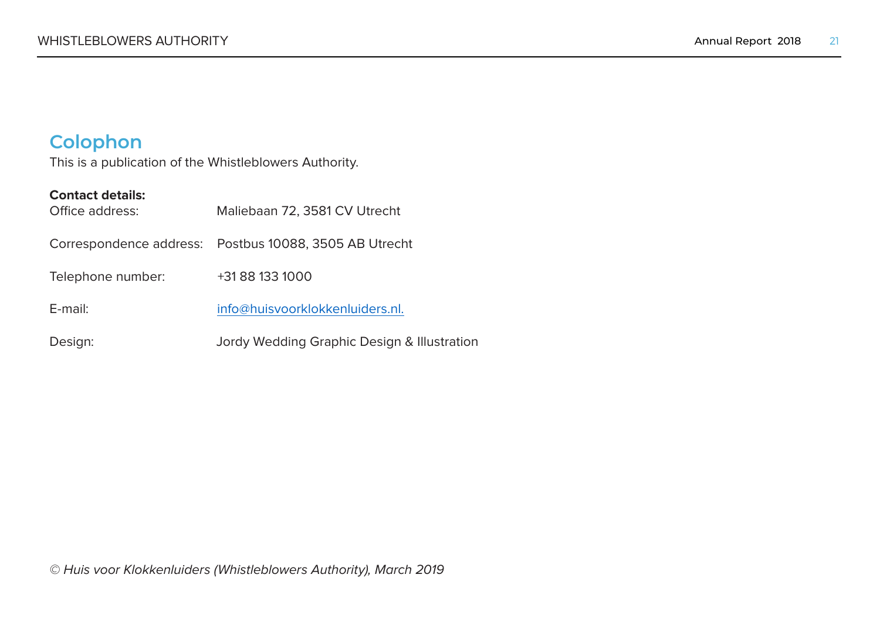# Colophon

This is a publication of the Whistleblowers Authority.

**Contact details:**

| | |
|---|---|
| Office address: | Maliebaan 72, 3581 CV Utrecht |
| Correspondence address: | Postbus 10088, 3505 AB Utrecht |
| Telephone number: | +31 88 133 1000 |
| E-mail: | info@huisvoorklokkenluiders.nl. |
| Design: | Jordy Wedding Graphic Design & Illustration |

*© Huis voor Klokkenluiders (Whistleblowers Authority), March 2019*